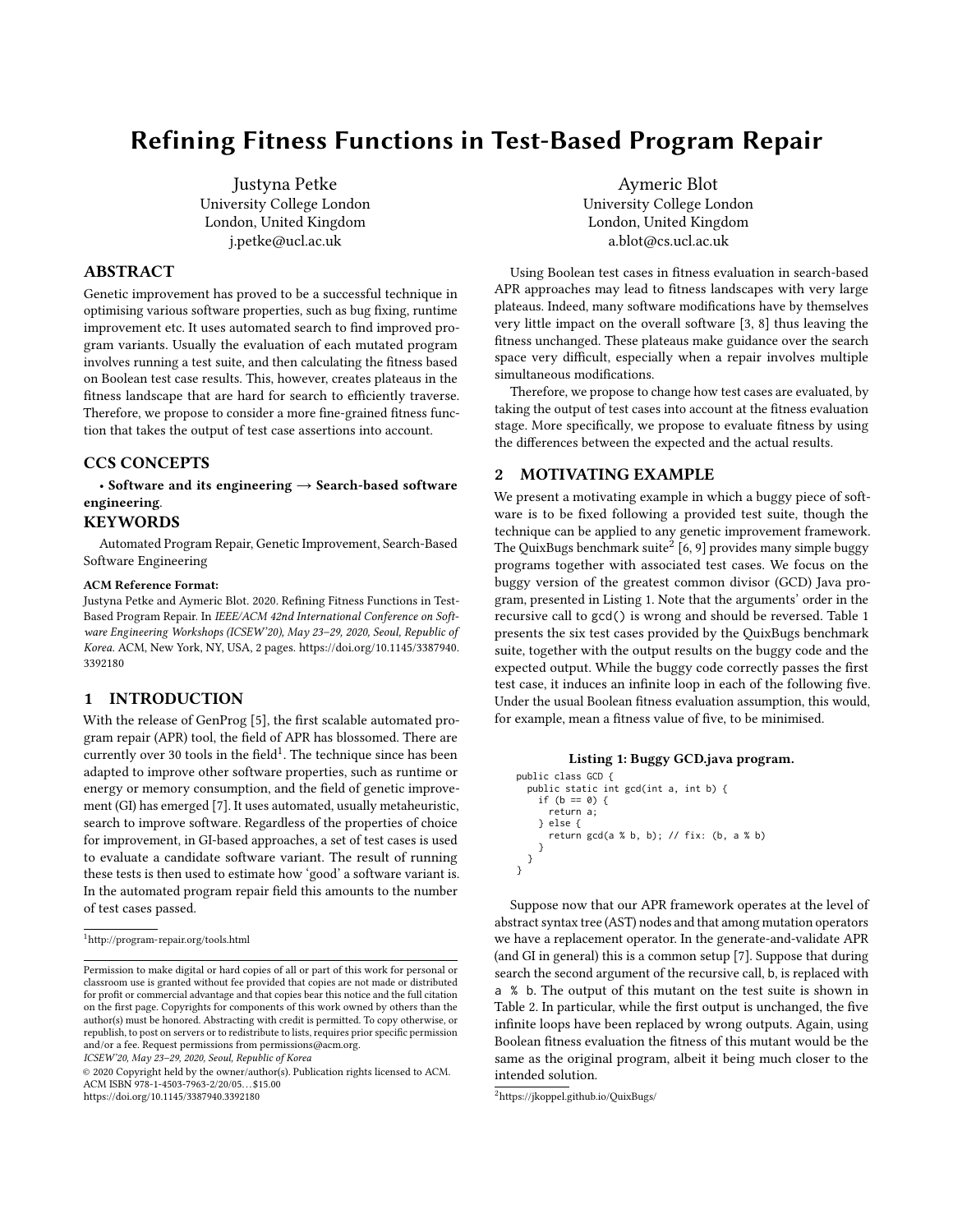# Refining Fitness Functions in Test-Based Program Repair

Justyna Petke
University College London
London, United Kingdom
j.petke@ucl.ac.uk

Aymeric Blot
University College London
London, United Kingdom
a.blot@cs.ucl.ac.uk

## ABSTRACT

Genetic improvement has proved to be a successful technique in optimising various software properties, such as bug fixing, runtime improvement etc. It uses automated search to find improved program variants. Usually the evaluation of each mutated program involves running a test suite, and then calculating the fitness based on Boolean test case results. This, however, creates plateaus in the fitness landscape that are hard for search to efficiently traverse. Therefore, we propose to consider a more fine-grained fitness function that takes the output of test case assertions into account.

## CCS CONCEPTS

• **Software and its engineering → Search-based software engineering**.

## KEYWORDS

Automated Program Repair, Genetic Improvement, Search-Based Software Engineering

**ACM Reference Format:**
Justyna Petke and Aymeric Blot. 2020. Refining Fitness Functions in Test-Based Program Repair. In *IEEE/ACM 42nd International Conference on Software Engineering Workshops (ICSEW'20), May 23–29, 2020, Seoul, Republic of Korea.* ACM, New York, NY, USA, 2 pages. https://doi.org/10.1145/3387940.3392180

## 1 INTRODUCTION

With the release of GenProg [5], the first scalable automated program repair (APR) tool, the field of APR has blossomed. There are currently over 30 tools in the field[1]. The technique since has been adapted to improve other software properties, such as runtime or energy or memory consumption, and the field of genetic improvement (GI) has emerged [7]. It uses automated, usually metaheuristic, search to improve software. Regardless of the properties of choice for improvement, in GI-based approaches, a set of test cases is used to evaluate a candidate software variant. The result of running these tests is then used to estimate how 'good' a software variant is. In the automated program repair field this amounts to the number of test cases passed.

[1] http://program-repair.org/tools.html

Permission to make digital or hard copies of all or part of this work for personal or classroom use is granted without fee provided that copies are not made or distributed for profit or commercial advantage and that copies bear this notice and the full citation on the first page. Copyrights for components of this work owned by others than the author(s) must be honored. Abstracting with credit is permitted. To copy otherwise, or republish, to post on servers or to redistribute to lists, requires prior specific permission and/or a fee. Request permissions from permissions@acm.org.
*ICSEW'20, May 23–29, 2020, Seoul, Republic of Korea*
© 2020 Copyright held by the owner/author(s). Publication rights licensed to ACM.
ACM ISBN 978-1-4503-7963-2/20/05…$15.00
https://doi.org/10.1145/3387940.3392180

Using Boolean test cases in fitness evaluation in search-based APR approaches may lead to fitness landscapes with very large plateaus. Indeed, many software modifications have by themselves very little impact on the overall software [3, 8] thus leaving the fitness unchanged. These plateaus make guidance over the search space very difficult, especially when a repair involves multiple simultaneous modifications.

Therefore, we propose to change how test cases are evaluated, by taking the output of test cases into account at the fitness evaluation stage. More specifically, we propose to evaluate fitness by using the differences between the expected and the actual results.

## 2 MOTIVATING EXAMPLE

We present a motivating example in which a buggy piece of software is to be fixed following a provided test suite, though the technique can be applied to any genetic improvement framework. The QuixBugs benchmark suite[2] [6, 9] provides many simple buggy programs together with associated test cases. We focus on the buggy version of the greatest common divisor (GCD) Java program, presented in Listing 1. Note that the arguments' order in the recursive call to `gcd()` is wrong and should be reversed. Table 1 presents the six test cases provided by the QuixBugs benchmark suite, together with the output results on the buggy code and the expected output. While the buggy code correctly passes the first test case, it induces an infinite loop in each of the following five. Under the usual Boolean fitness evaluation assumption, this would, for example, mean a fitness value of five, to be minimised.

**Listing 1: Buggy GCD.java program.**

```
public class GCD {
  public static int gcd(int a, int b) {
    if (b == 0) {
      return a;
    } else {
      return gcd(a % b, b); // fix: (b, a % b)
    }
  }
}
```

Suppose now that our APR framework operates at the level of abstract syntax tree (AST) nodes and that among mutation operators we have a replacement operator. In the generate-and-validate APR (and GI in general) this is a common setup [7]. Suppose that during search the second argument of the recursive call, `b`, is replaced with `a % b`. The output of this mutant on the test suite is shown in Table 2. In particular, while the first output is unchanged, the five infinite loops have been replaced by wrong outputs. Again, using Boolean fitness evaluation the fitness of this mutant would be the same as the original program, albeit it being much closer to the intended solution.

[2] https://jkoppel.github.io/QuixBugs/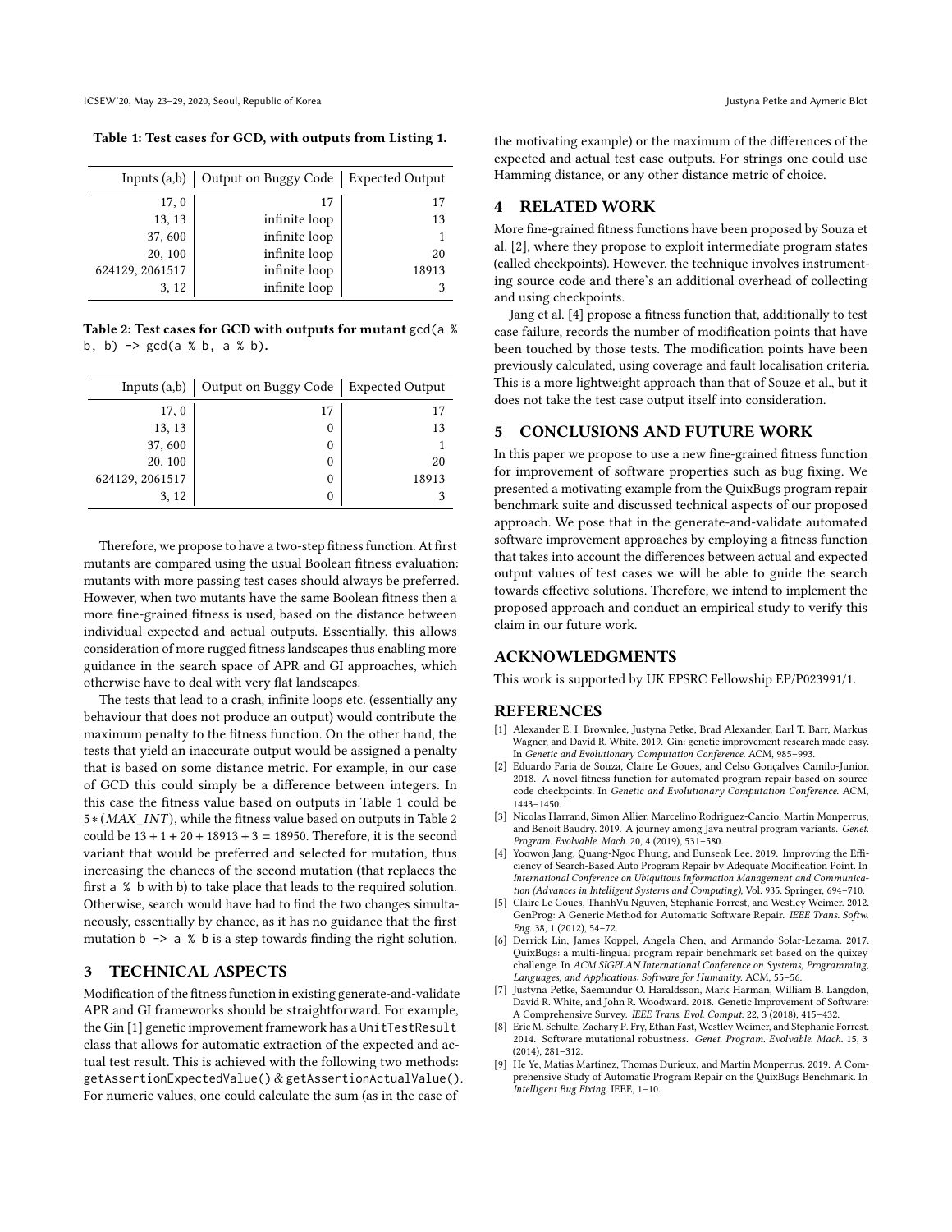**Table 1: Test cases for GCD, with outputs from Listing 1.**

| Inputs (a,b) | Output on Buggy Code | Expected Output |
|---:|---:|---:|
| 17, 0 | 17 | 17 |
| 13, 13 | infinite loop | 13 |
| 37, 600 | infinite loop | 1 |
| 20, 100 | infinite loop | 20 |
| 624129, 2061517 | infinite loop | 18913 |
| 3, 12 | infinite loop | 3 |

**Table 2: Test cases for GCD with outputs for mutant `gcd(a % b, b) -> gcd(a % b, a % b)`.**

| Inputs (a,b) | Output on Buggy Code | Expected Output |
|---:|---:|---:|
| 17, 0 | 17 | 17 |
| 13, 13 | 0 | 13 |
| 37, 600 | 0 | 1 |
| 20, 100 | 0 | 20 |
| 624129, 2061517 | 0 | 18913 |
| 3, 12 | 0 | 3 |

Therefore, we propose to have a two-step fitness function. At first mutants are compared using the usual Boolean fitness evaluation: mutants with more passing test cases should always be preferred. However, when two mutants have the same Boolean fitness then a more fine-grained fitness is used, based on the distance between individual expected and actual outputs. Essentially, this allows consideration of more rugged fitness landscapes thus enabling more guidance in the search space of APR and GI approaches, which otherwise have to deal with very flat landscapes.

The tests that lead to a crash, infinite loops etc. (essentially any behaviour that does not produce an output) would contribute the maximum penalty to the fitness function. On the other hand, the tests that yield an inaccurate output would be assigned a penalty that is based on some distance metric. For example, in our case of GCD this could simply be a difference between integers. In this case the fitness value based on outputs in Table 1 could be $5*(MAX\_INT)$, while the fitness value based on outputs in Table 2 could be $13 + 1 + 20 + 18913 + 3 = 18950$. Therefore, it is the second variant that would be preferred and selected for mutation, thus increasing the chances of the second mutation (that replaces the first `a % b` with `b`) to take place that leads to the required solution. Otherwise, search would have had to find the two changes simultaneously, essentially by chance, as it has no guidance that the first mutation `b -> a % b` is a step towards finding the right solution.

## 3 TECHNICAL ASPECTS

Modification of the fitness function in existing generate-and-validate APR and GI frameworks should be straightforward. For example, the Gin [1] genetic improvement framework has a `UnitTestResult` class that allows for automatic extraction of the expected and actual test result. This is achieved with the following two methods: `getAssertionExpectedValue()` & `getAssertionActualValue()`. For numeric values, one could calculate the sum (as in the case of the motivating example) or the maximum of the differences of the expected and actual test case outputs. For strings one could use Hamming distance, or any other distance metric of choice.

## 4 RELATED WORK

More fine-grained fitness functions have been proposed by Souza et al. [2], where they propose to exploit intermediate program states (called checkpoints). However, the technique involves instrumenting source code and there's an additional overhead of collecting and using checkpoints.

Jang et al. [4] propose a fitness function that, additionally to test case failure, records the number of modification points that have been touched by those tests. The modification points have been previously calculated, using coverage and fault localisation criteria. This is a more lightweight approach than that of Souze et al., but it does not take the test case output itself into consideration.

## 5 CONCLUSIONS AND FUTURE WORK

In this paper we propose to use a new fine-grained fitness function for improvement of software properties such as bug fixing. We presented a motivating example from the QuixBugs program repair benchmark suite and discussed technical aspects of our proposed approach. We pose that in the generate-and-validate automated software improvement approaches by employing a fitness function that takes into account the differences between actual and expected output values of test cases we will be able to guide the search towards effective solutions. Therefore, we intend to implement the proposed approach and conduct an empirical study to verify this claim in our future work.

## ACKNOWLEDGMENTS

This work is supported by UK EPSRC Fellowship EP/P023991/1.

## REFERENCES

[1] Alexander E. I. Brownlee, Justyna Petke, Brad Alexander, Earl T. Barr, Markus Wagner, and David R. White. 2019. Gin: genetic improvement research made easy. In *Genetic and Evolutionary Computation Conference*. ACM, 985–993.

[2] Eduardo Faria de Souza, Claire Le Goues, and Celso Gonçalves Camilo-Junior. 2018. A novel fitness function for automated program repair based on source code checkpoints. In *Genetic and Evolutionary Computation Conference*. ACM, 1443–1450.

[3] Nicolas Harrand, Simon Allier, Marcelino Rodriguez-Cancio, Martin Monperrus, and Benoit Baudry. 2019. A journey among Java neutral program variants. *Genet. Program. Evolvable. Mach.* 20, 4 (2019), 531–580.

[4] Yoowon Jang, Quang-Ngoc Phung, and Eunseok Lee. 2019. Improving the Efficiency of Search-Based Auto Program Repair by Adequate Modification Point. In *International Conference on Ubiquitous Information Management and Communication (Advances in Intelligent Systems and Computing)*, Vol. 935. Springer, 694–710.

[5] Claire Le Goues, ThanhVu Nguyen, Stephanie Forrest, and Westley Weimer. 2012. GenProg: A Generic Method for Automatic Software Repair. *IEEE Trans. Softw. Eng.* 38, 1 (2012), 54–72.

[6] Derrick Lin, James Koppel, Angela Chen, and Armando Solar-Lezama. 2017. QuixBugs: a multi-lingual program repair benchmark set based on the quixey challenge. In *ACM SIGPLAN International Conference on Systems, Programming, Languages, and Applications: Software for Humanity*. ACM, 55–56.

[7] Justyna Petke, Saemundur O. Haraldsson, Mark Harman, William B. Langdon, David R. White, and John R. Woodward. 2018. Genetic Improvement of Software: A Comprehensive Survey. *IEEE Trans. Evol. Comput.* 22, 3 (2018), 415–432.

[8] Eric M. Schulte, Zachary P. Fry, Ethan Fast, Westley Weimer, and Stephanie Forrest. 2014. Software mutational robustness. *Genet. Program. Evolvable. Mach.* 15, 3 (2014), 281–312.

[9] He Ye, Matias Martinez, Thomas Durieux, and Martin Monperrus. 2019. A Comprehensive Study of Automatic Program Repair on the QuixBugs Benchmark. In *Intelligent Bug Fixing*. IEEE, 1–10.